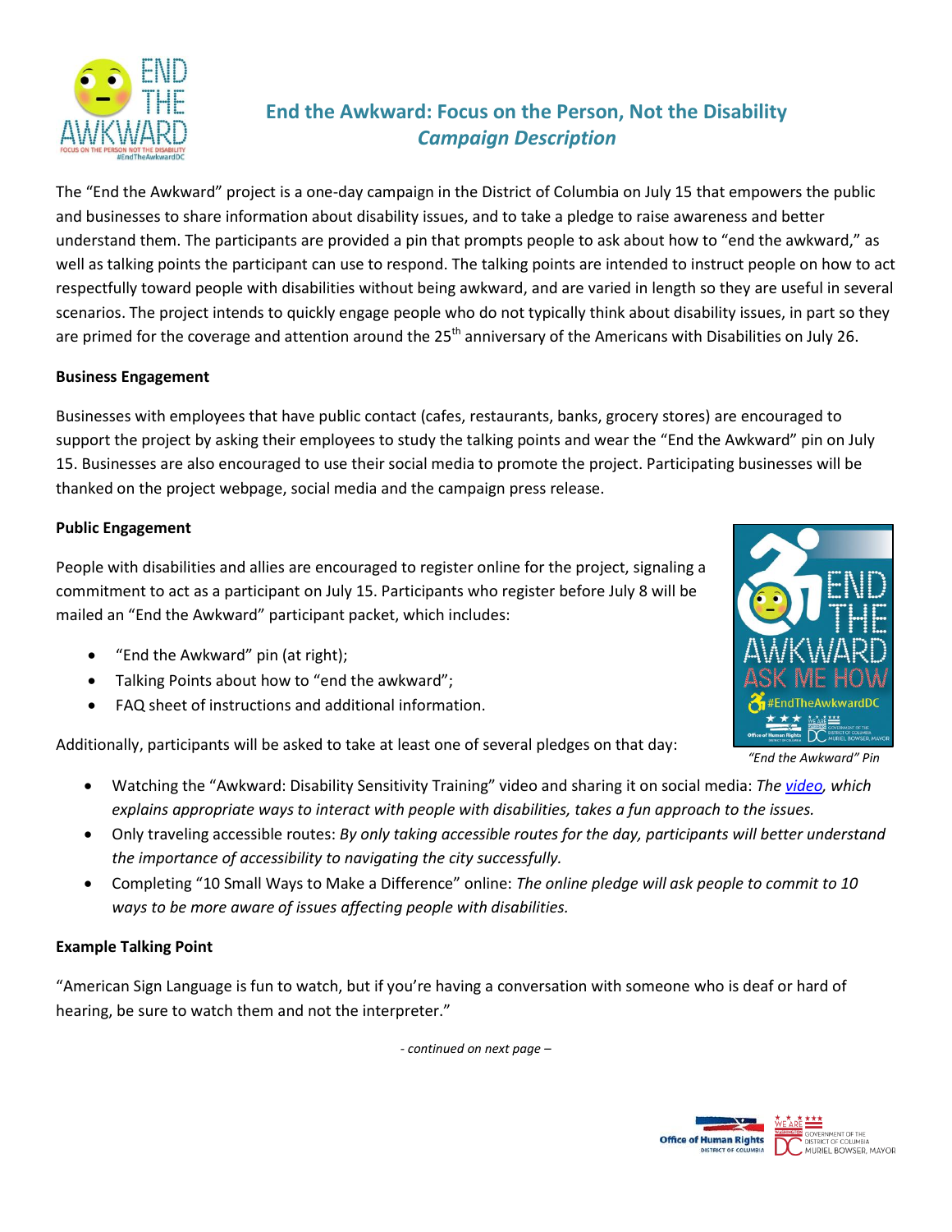# End the Awkward: Focus on the Person, Not the Disability

## *Campaign Description*

The "End the Awkward" project is a one-day campaign in the District of Columbia on July 15 that empowers the public and businesses to share information about disability issues, and to take a pledge to raise awareness and better understand them. The participants are provided a pin that prompts people to ask about how to "end the awkward," as well as talking points the participant can use to respond. The talking points are intended to instruct people on how to act respectfully toward people with disabilities without being awkward, and are varied in length so they are useful in several scenarios. The project intends to quickly engage people who do not typically think about disability issues, in part so they are primed for the coverage and attention around the 25th anniversary of the Americans with Disabilities on July 26.

**Business Engagement**

Businesses with employees that have public contact (cafes, restaurants, banks, grocery stores) are encouraged to support the project by asking their employees to study the talking points and wear the "End the Awkward" pin on July 15. Businesses are also encouraged to use their social media to promote the project. Participating businesses will be thanked on the project webpage, social media and the campaign press release.

**Public Engagement**

People with disabilities and allies are encouraged to register online for the project, signaling a commitment to act as a participant on July 15. Participants who register before July 8 will be mailed an "End the Awkward" participant packet, which includes:

- "End the Awkward" pin (at right);
- Talking Points about how to "end the awkward";
- FAQ sheet of instructions and additional information.

*"End the Awkward" Pin*

Additionally, participants will be asked to take at least one of several pledges on that day:

- Watching the "Awkward: Disability Sensitivity Training" video and sharing it on social media: *The video, which explains appropriate ways to interact with people with disabilities, takes a fun approach to the issues.*
- Only traveling accessible routes: *By only taking accessible routes for the day, participants will better understand the importance of accessibility to navigating the city successfully.*
- Completing "10 Small Ways to Make a Difference" online: *The online pledge will ask people to commit to 10 ways to be more aware of issues affecting people with disabilities.*

**Example Talking Point**

"American Sign Language is fun to watch, but if you're having a conversation with someone who is deaf or hard of hearing, be sure to watch them and not the interpreter."

*- continued on next page –*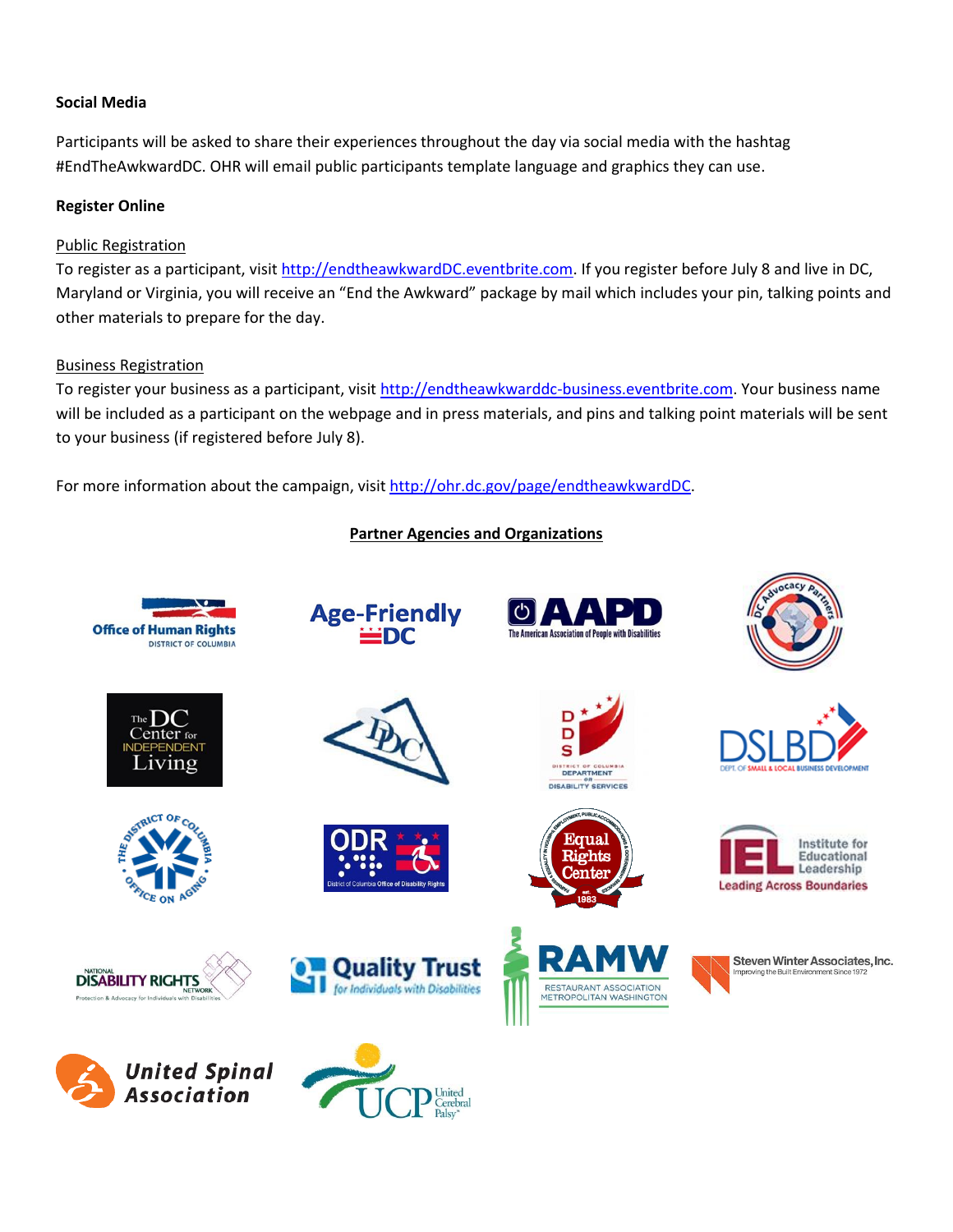**Social Media**

Participants will be asked to share their experiences throughout the day via social media with the hashtag #EndTheAwkwardDC. OHR will email public participants template language and graphics they can use.

**Register Online**

Public Registration

To register as a participant, visit http://endtheawkwardDC.eventbrite.com. If you register before July 8 and live in DC, Maryland or Virginia, you will receive an "End the Awkward" package by mail which includes your pin, talking points and other materials to prepare for the day.

Business Registration

To register your business as a participant, visit http://endtheawkwarddc-business.eventbrite.com. Your business name will be included as a participant on the webpage and in press materials, and pins and talking point materials will be sent to your business (if registered before July 8).

For more information about the campaign, visit http://ohr.dc.gov/page/endtheawkwardDC.

**Partner Agencies and Organizations**